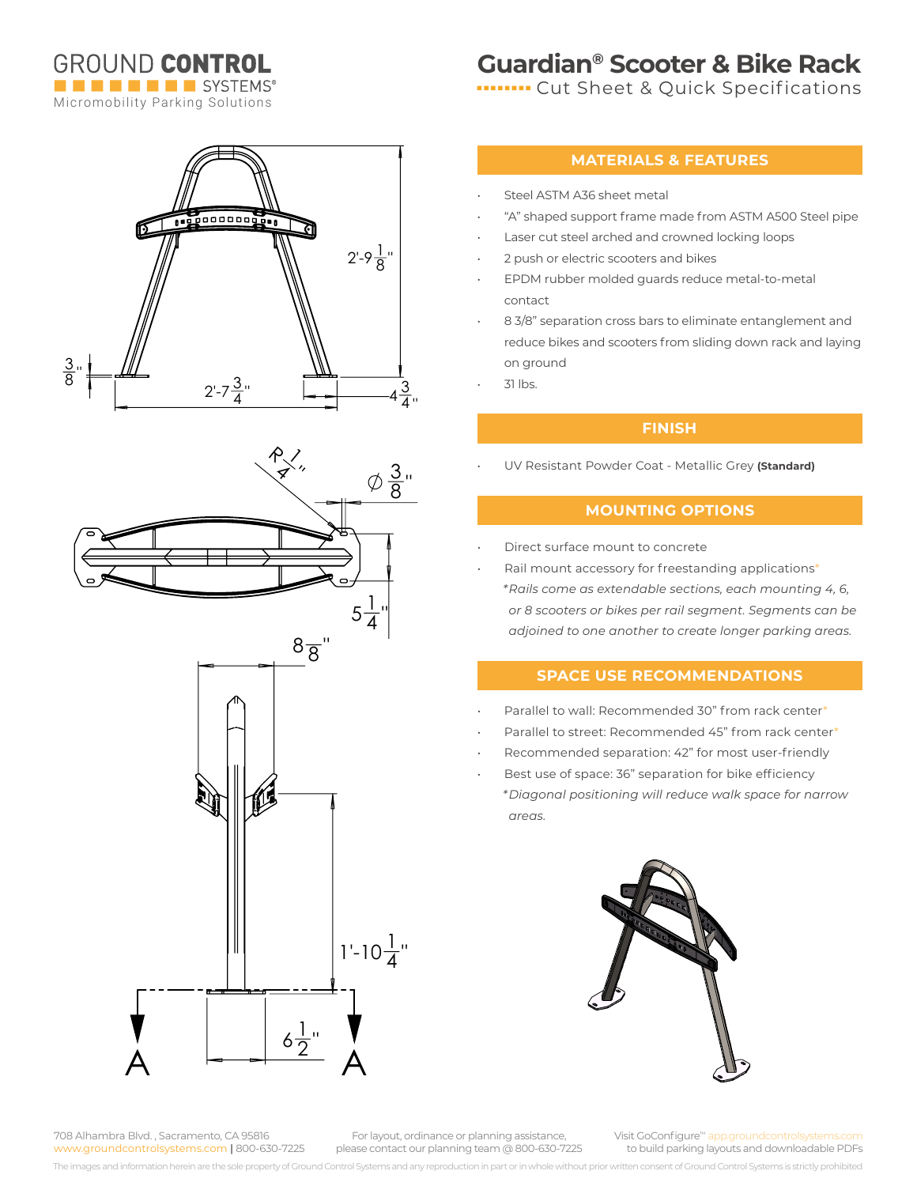GROUND **CONTROL** SYSTEMS®

Micromobility Parking Solutions

# Guardian® Scooter & Bike Rack

## Cut Sheet & Quick Specifications

2'-9 1/8"

3/8"

2'-7 3/4"

4 3/4"

R 1/4"

∅ 3/8"

5 1/4"

8 7/8"

1'-10 1/4"

6 1/2"

A A

### MATERIALS & FEATURES

- Steel ASTM A36 sheet metal
- "A" shaped support frame made from ASTM A500 Steel pipe
- Laser cut steel arched and crowned locking loops
- 2 push or electric scooters and bikes
- EPDM rubber molded guards reduce metal-to-metal contact
- 8 3/8" separation cross bars to eliminate entanglement and reduce bikes and scooters from sliding down rack and laying on ground
- 31 lbs.

### FINISH

- UV Resistant Powder Coat - Metallic Grey **(Standard)**

### MOUNTING OPTIONS

- Direct surface mount to concrete
- Rail mount accessory for freestanding applications*

*\*Rails come as extendable sections, each mounting 4, 6, or 8 scooters or bikes per rail segment. Segments can be adjoined to one another to create longer parking areas.*

### SPACE USE RECOMMENDATIONS

- Parallel to wall: Recommended 30" from rack center*
- Parallel to street: Recommended 45" from rack center*
- Recommended separation: 42" for most user-friendly
- Best use of space: 36" separation for bike efficiency

*\*Diagonal positioning will reduce walk space for narrow areas.*

708 Alhambra Blvd., Sacramento, CA 95816
www.groundcontrolsystems.com | 800-630-7225

For layout, ordinance or planning assistance, please contact our planning team @ 800-630-7225

Visit GoConfigure™ app.groundcontrolsystems.com to build parking layouts and downloadable PDFs

The images and information herein are the sole property of Ground Control Systems and any reproduction in part or in whole without prior written consent of Ground Control Systems is strictly prohibited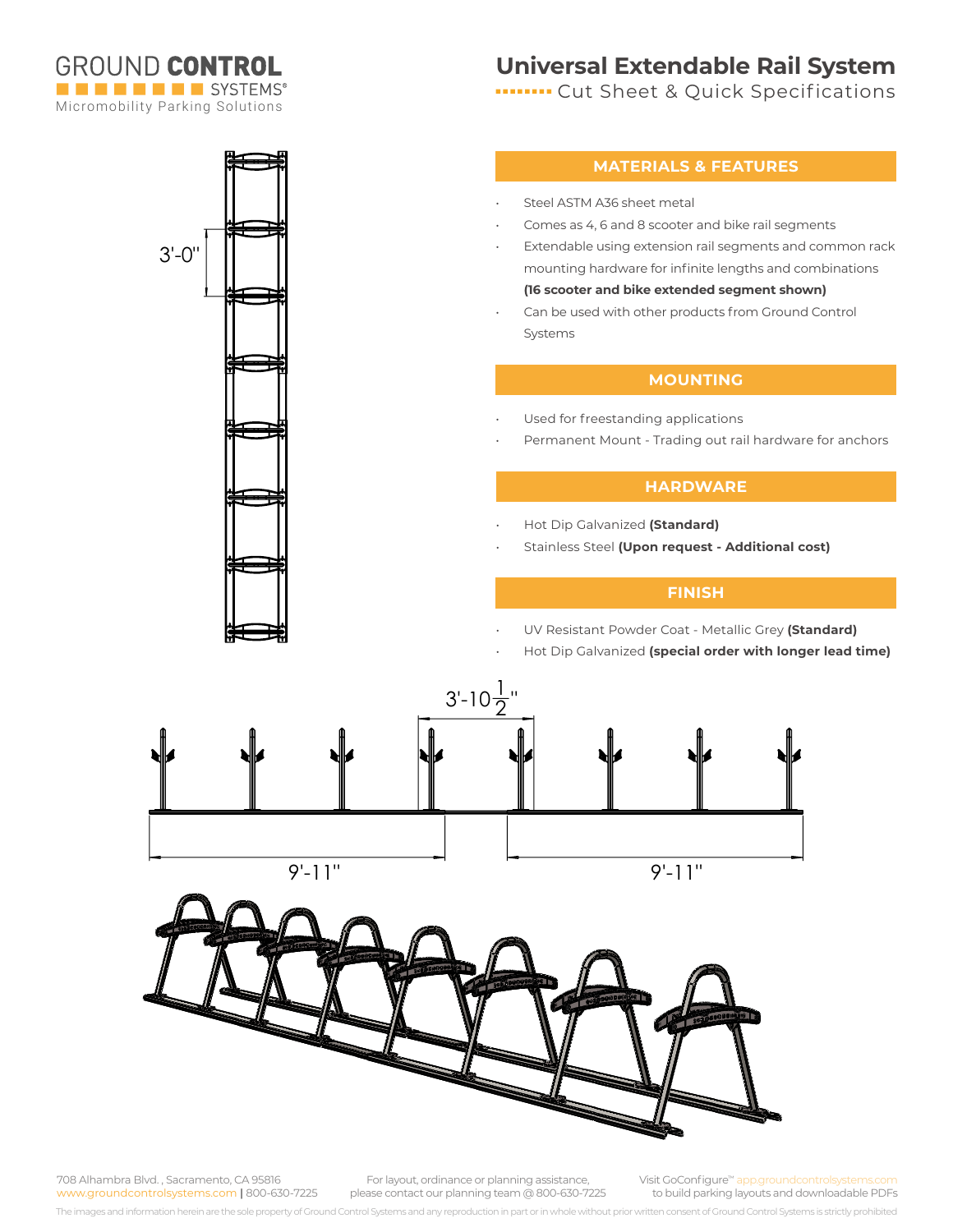GROUND CONTROL SYSTEMS®
Micromobility Parking Solutions

# Universal Extendable Rail System

## Cut Sheet & Quick Specifications

3'-0"

### MATERIALS & FEATURES

- Steel ASTM A36 sheet metal
- Comes as 4, 6 and 8 scooter and bike rail segments
- Extendable using extension rail segments and common rack mounting hardware for infinite lengths and combinations **(16 scooter and bike extended segment shown)**
- Can be used with other products from Ground Control Systems

### MOUNTING

- Used for freestanding applications
- Permanent Mount - Trading out rail hardware for anchors

### HARDWARE

- Hot Dip Galvanized **(Standard)**
- Stainless Steel **(Upon request - Additional cost)**

### FINISH

- UV Resistant Powder Coat - Metallic Grey **(Standard)**
- Hot Dip Galvanized **(special order with longer lead time)**

3'-10 1/2"

9'-11"

9'-11"

708 Alhambra Blvd., Sacramento, CA 95816
www.groundcontrolsystems.com | 800-630-7225

For layout, ordinance or planning assistance, please contact our planning team @ 800-630-7225

Visit GoConfigure™ app.groundcontrolsystems.com to build parking layouts and downloadable PDFs

The images and information herein are the sole property of Ground Control Systems and any reproduction in part or in whole without prior written consent of Ground Control Systems is strictly prohibited